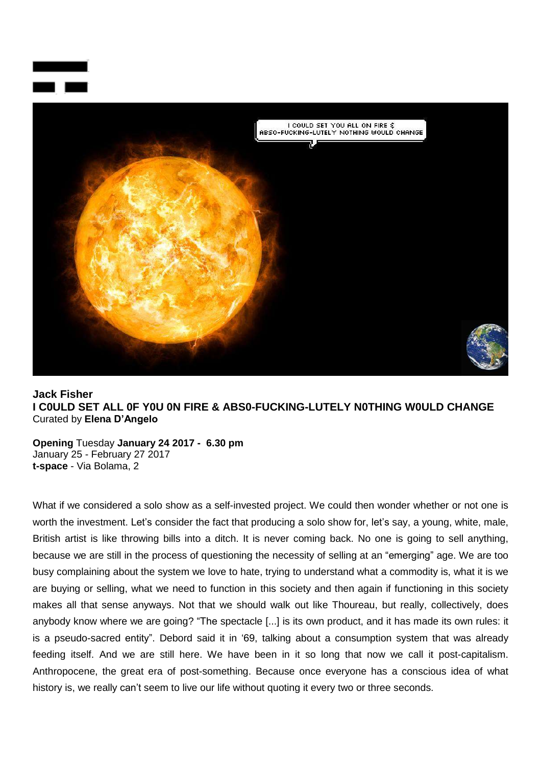**Jack Fisher**
**I C0ULD SET ALL 0F Y0U 0N FIRE & ABS0-FUCKING-LUTELY N0THING W0ULD CHANGE**
Curated by **Elena D'Angelo**

**Opening** Tuesday **January 24 2017 - 6.30 pm**
January 25 - February 27 2017
**t-space** - Via Bolama, 2

What if we considered a solo show as a self-invested project. We could then wonder whether or not one is worth the investment. Let's consider the fact that producing a solo show for, let's say, a young, white, male, British artist is like throwing bills into a ditch. It is never coming back. No one is going to sell anything, because we are still in the process of questioning the necessity of selling at an "emerging" age. We are too busy complaining about the system we love to hate, trying to understand what a commodity is, what it is we are buying or selling, what we need to function in this society and then again if functioning in this society makes all that sense anyways. Not that we should walk out like Thoureau, but really, collectively, does anybody know where we are going? "The spectacle [...] is its own product, and it has made its own rules: it is a pseudo-sacred entity". Debord said it in '69, talking about a consumption system that was already feeding itself. And we are still here. We have been in it so long that now we call it post-capitalism. Anthropocene, the great era of post-something. Because once everyone has a conscious idea of what history is, we really can't seem to live our life without quoting it every two or three seconds.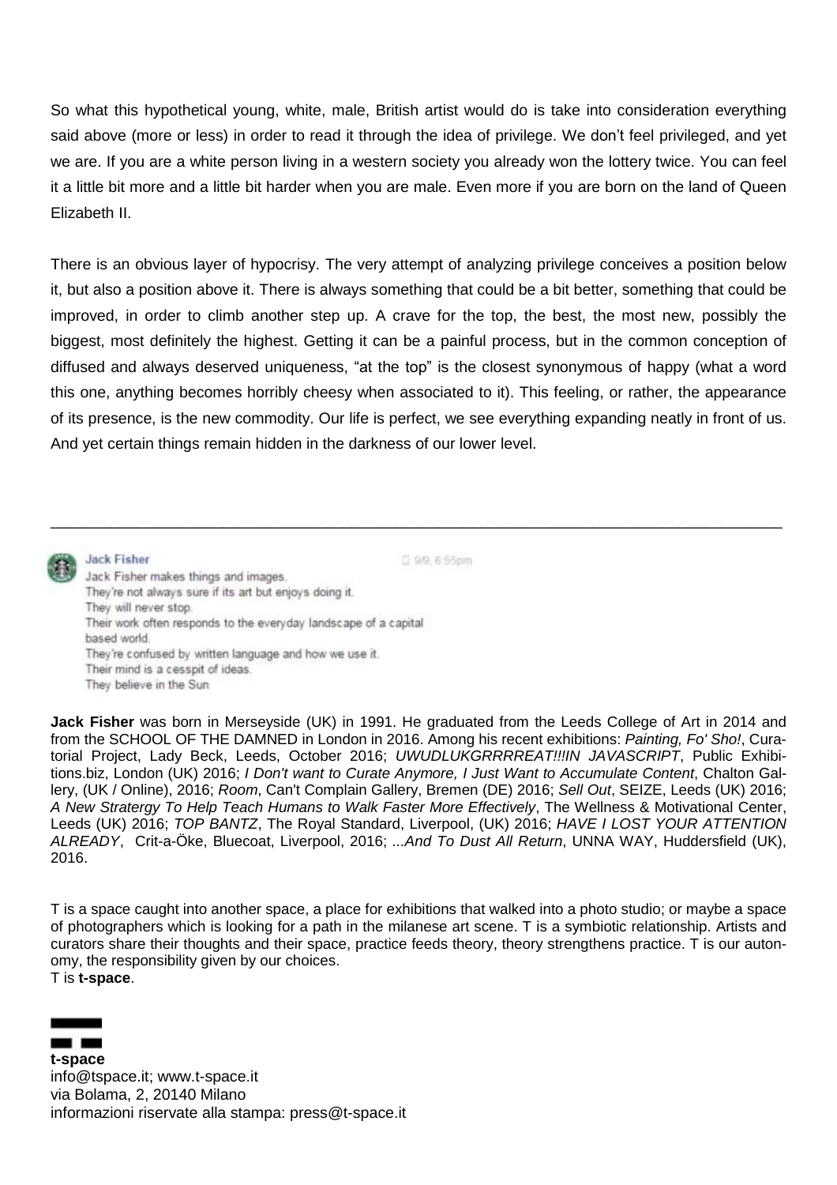So what this hypothetical young, white, male, British artist would do is take into consideration everything said above (more or less) in order to read it through the idea of privilege. We don't feel privileged, and yet we are. If you are a white person living in a western society you already won the lottery twice. You can feel it a little bit more and a little bit harder when you are male. Even more if you are born on the land of Queen Elizabeth II.

There is an obvious layer of hypocrisy. The very attempt of analyzing privilege conceives a position below it, but also a position above it. There is always something that could be a bit better, something that could be improved, in order to climb another step up. A crave for the top, the best, the most new, possibly the biggest, most definitely the highest. Getting it can be a painful process, but in the common conception of diffused and always deserved uniqueness, "at the top" is the closest synonymous of happy (what a word this one, anything becomes horribly cheesy when associated to it). This feeling, or rather, the appearance of its presence, is the new commodity. Our life is perfect, we see everything expanding neatly in front of us. And yet certain things remain hidden in the darkness of our lower level.

---

Jack Fisher  9/9, 6:55pm

Jack Fisher makes things and images.
They're not always sure if its art but enjoys doing it.
They will never stop.
Their work often responds to the everyday landscape of a capital based world.
They're confused by written language and how we use it.
Their mind is a cesspit of ideas.
They believe in the Sun

**Jack Fisher** was born in Merseyside (UK) in 1991. He graduated from the Leeds College of Art in 2014 and from the SCHOOL OF THE DAMNED in London in 2016. Among his recent exhibitions: *Painting, Fo' Sho!*, Curatorial Project, Lady Beck, Leeds, October 2016; *UWUDLUKGRRRREAT!!!IN JAVASCRIPT*, Public Exhibitions.biz, London (UK) 2016; *I Don't want to Curate Anymore, I Just Want to Accumulate Content*, Chalton Gallery, (UK / Online), 2016; *Room*, Can't Complain Gallery, Bremen (DE) 2016; *Sell Out*, SEIZE, Leeds (UK) 2016; *A New Stratergy To Help Teach Humans to Walk Faster More Effectively*, The Wellness & Motivational Center, Leeds (UK) 2016; *TOP BANTZ*, The Royal Standard, Liverpool, (UK) 2016; *HAVE I LOST YOUR ATTENTION ALREADY*, Crit-a-Öke, Bluecoat, Liverpool, 2016; *...And To Dust All Return*, UNNA WAY, Huddersfield (UK), 2016.

T is a space caught into another space, a place for exhibitions that walked into a photo studio; or maybe a space of photographers which is looking for a path in the milanese art scene. T is a symbiotic relationship. Artists and curators share their thoughts and their space, practice feeds theory, theory strengthens practice. T is our autonomy, the responsibility given by our choices.
T is **t-space**.

**t-space**
info@tspace.it; www.t-space.it
via Bolama, 2, 20140 Milano
informazioni riservate alla stampa: press@t-space.it